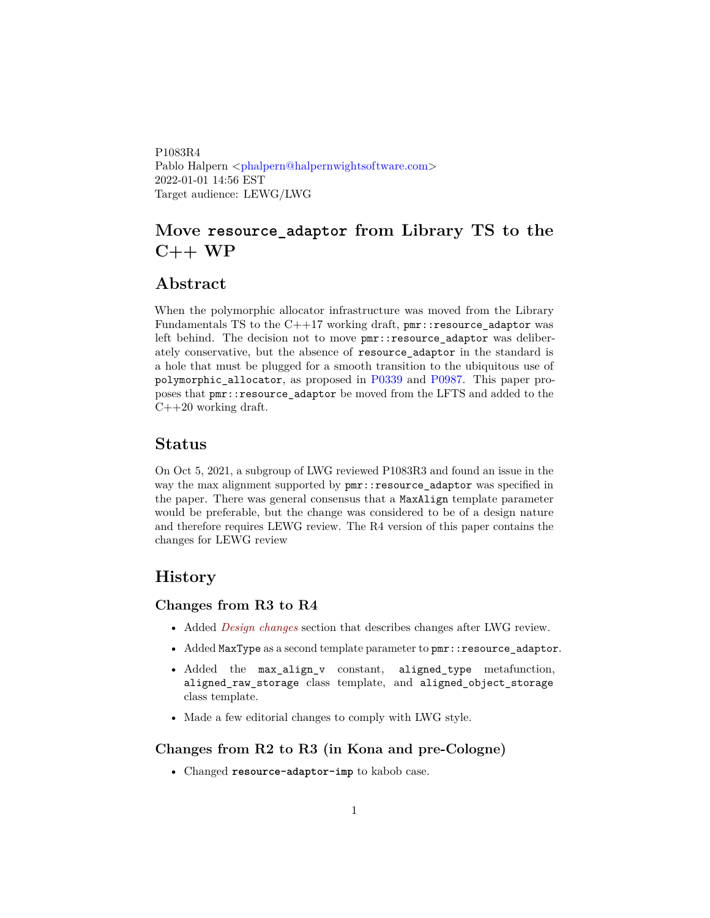P1083R4
Pablo Halpern <phalpern@halpernwightsoftware.com>
2022-01-01 14:56 EST
Target audience: LEWG/LWG

# Move `resource_adaptor` from Library TS to the C++ WP

## Abstract

When the polymorphic allocator infrastructure was moved from the Library Fundamentals TS to the C++17 working draft, `pmr::resource_adaptor` was left behind. The decision not to move `pmr::resource_adaptor` was deliberately conservative, but the absence of `resource_adaptor` in the standard is a hole that must be plugged for a smooth transition to the ubiquitous use of `polymorphic_allocator`, as proposed in P0339 and P0987. This paper proposes that `pmr::resource_adaptor` be moved from the LFTS and added to the C++20 working draft.

## Status

On Oct 5, 2021, a subgroup of LWG reviewed P1083R3 and found an issue in the way the max alignment supported by `pmr::resource_adaptor` was specified in the paper. There was general consensus that a `MaxAlign` template parameter would be preferable, but the change was considered to be of a design nature and therefore requires LEWG review. The R4 version of this paper contains the changes for LEWG review

## History

### Changes from R3 to R4

- Added *Design changes* section that describes changes after LWG review.
- Added `MaxType` as a second template parameter to `pmr::resource_adaptor`.
- Added the `max_align_v` constant, `aligned_type` metafunction, `aligned_raw_storage` class template, and `aligned_object_storage` class template.
- Made a few editorial changes to comply with LWG style.

### Changes from R2 to R3 (in Kona and pre-Cologne)

- Changed `resource-adaptor-imp` to kobob case.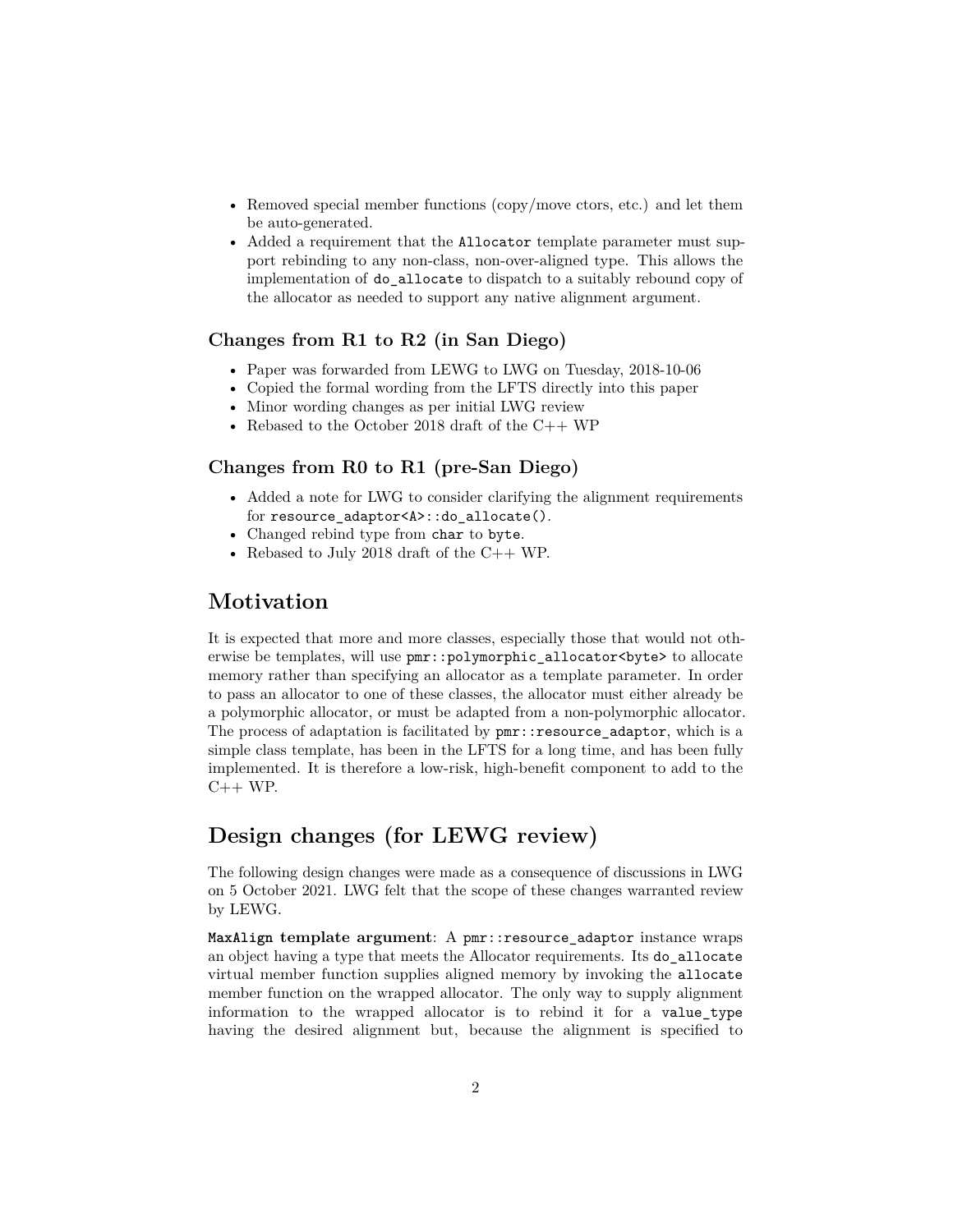- Removed special member functions (copy/move ctors, etc.) and let them be auto-generated.
- Added a requirement that the `Allocator` template parameter must support rebinding to any non-class, non-over-aligned type. This allows the implementation of `do_allocate` to dispatch to a suitably rebound copy of the allocator as needed to support any native alignment argument.

### Changes from R1 to R2 (in San Diego)

- Paper was forwarded from LEWG to LWG on Tuesday, 2018-10-06
- Copied the formal wording from the LFTS directly into this paper
- Minor wording changes as per initial LWG review
- Rebased to the October 2018 draft of the C++ WP

### Changes from R0 to R1 (pre-San Diego)

- Added a note for LWG to consider clarifying the alignment requirements for `resource_adaptor<A>::do_allocate()`.
- Changed rebind type from `char` to `byte`.
- Rebased to July 2018 draft of the C++ WP.

## Motivation

It is expected that more and more classes, especially those that would not otherwise be templates, will use `pmr::polymorphic_allocator<byte>` to allocate memory rather than specifying an allocator as a template parameter. In order to pass an allocator to one of these classes, the allocator must either already be a polymorphic allocator, or must be adapted from a non-polymorphic allocator. The process of adaptation is facilitated by `pmr::resource_adaptor`, which is a simple class template, has been in the LFTS for a long time, and has been fully implemented. It is therefore a low-risk, high-benefit component to add to the C++ WP.

## Design changes (for LEWG review)

The following design changes were made as a consequence of discussions in LWG on 5 October 2021. LWG felt that the scope of these changes warranted review by LEWG.

**`MaxAlign` template argument**: A `pmr::resource_adaptor` instance wraps an object having a type that meets the Allocator requirements. Its `do_allocate` virtual member function supplies aligned memory by invoking the `allocate` member function on the wrapped allocator. The only way to supply alignment information to the wrapped allocator is to rebind it for a `value_type` having the desired alignment but, because the alignment is specified to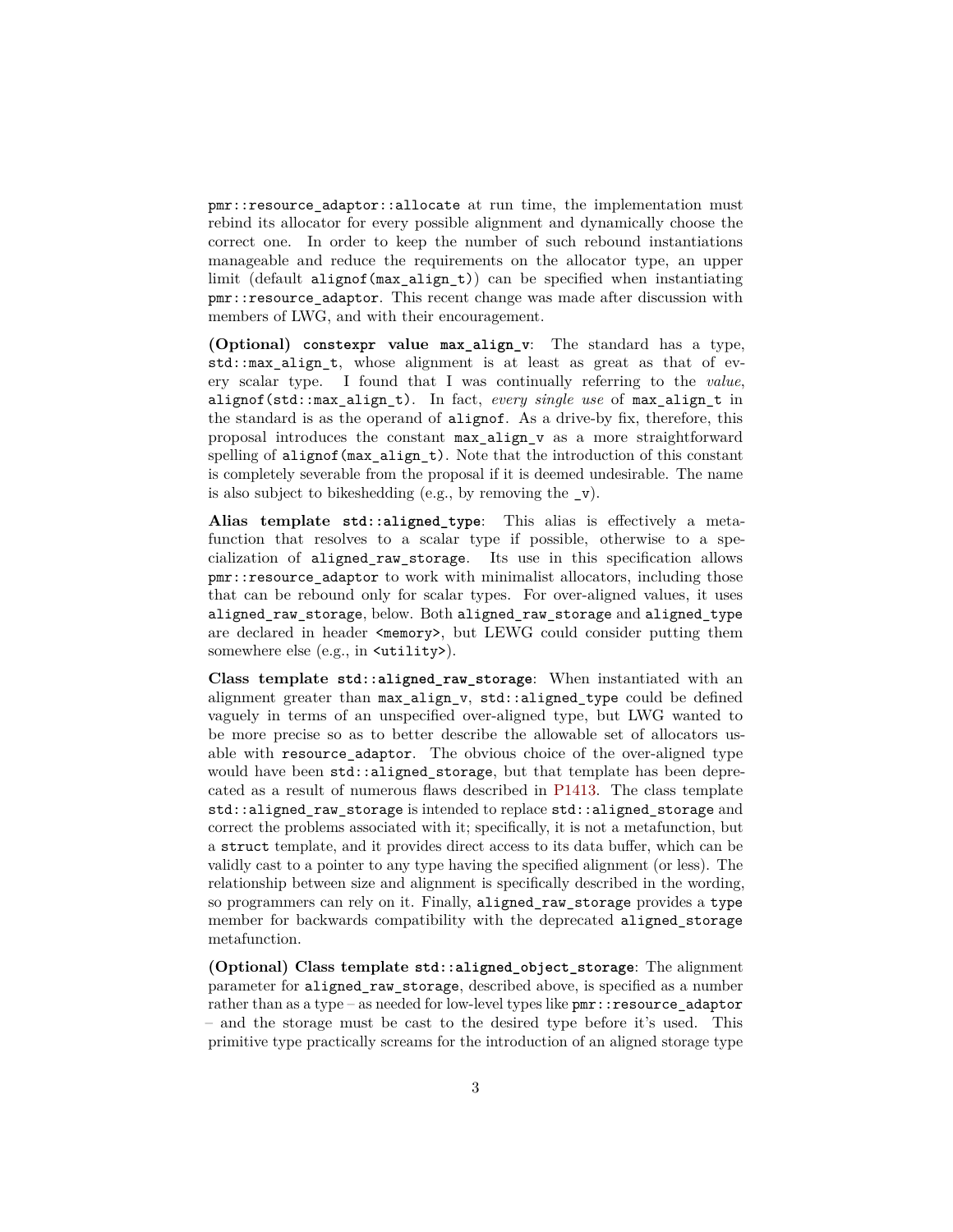`pmr::resource_adaptor::allocate` at run time, the implementation must rebind its allocator for every possible alignment and dynamically choose the correct one. In order to keep the number of such rebound instantiations manageable and reduce the requirements on the allocator type, an upper limit (default `alignof(max_align_t)`) can be specified when instantiating `pmr::resource_adaptor`. This recent change was made after discussion with members of LWG, and with their encouragement.

**(Optional) `constexpr value max_align_v`**: The standard has a type, `std::max_align_t`, whose alignment is at least as great as that of every scalar type. I found that I was continually referring to the *value*, `alignof(std::max_align_t)`. In fact, *every single use* of `max_align_t` in the standard is as the operand of `alignof`. As a drive-by fix, therefore, this proposal introduces the constant `max_align_v` as a more straightforward spelling of `alignof(max_align_t)`. Note that the introduction of this constant is completely severable from the proposal if it is deemed undesirable. The name is also subject to bikeshedding (e.g., by removing the `_v`).

**Alias template `std::aligned_type`**: This alias is effectively a metafunction that resolves to a scalar type if possible, otherwise to a specialization of `aligned_raw_storage`. Its use in this specification allows `pmr::resource_adaptor` to work with minimalist allocators, including those that can be rebound only for scalar types. For over-aligned values, it uses `aligned_raw_storage`, below. Both `aligned_raw_storage` and `aligned_type` are declared in header `<memory>`, but LEWG could consider putting them somewhere else (e.g., in `<utility>`).

**Class template `std::aligned_raw_storage`**: When instantiated with an alignment greater than `max_align_v`, `std::aligned_type` could be defined vaguely in terms of an unspecified over-aligned type, but LWG wanted to be more precise so as to better describe the allowable set of allocators usable with `resource_adaptor`. The obvious choice of the over-aligned type would have been `std::aligned_storage`, but that template has been deprecated as a result of numerous flaws described in P1413. The class template `std::aligned_raw_storage` is intended to replace `std::aligned_storage` and correct the problems associated with it; specifically, it is not a metafunction, but a `struct` template, and it provides direct access to its data buffer, which can be validly cast to a pointer to any type having the specified alignment (or less). The relationship between size and alignment is specifically described in the wording, so programmers can rely on it. Finally, `aligned_raw_storage` provides a `type` member for backwards compatibility with the deprecated `aligned_storage` metafunction.

**(Optional) Class template `std::aligned_object_storage`**: The alignment parameter for `aligned_raw_storage`, described above, is specified as a number rather than as a type – as needed for low-level types like `pmr::resource_adaptor` – and the storage must be cast to the desired type before it's used. This primitive type practically screams for the introduction of an aligned storage type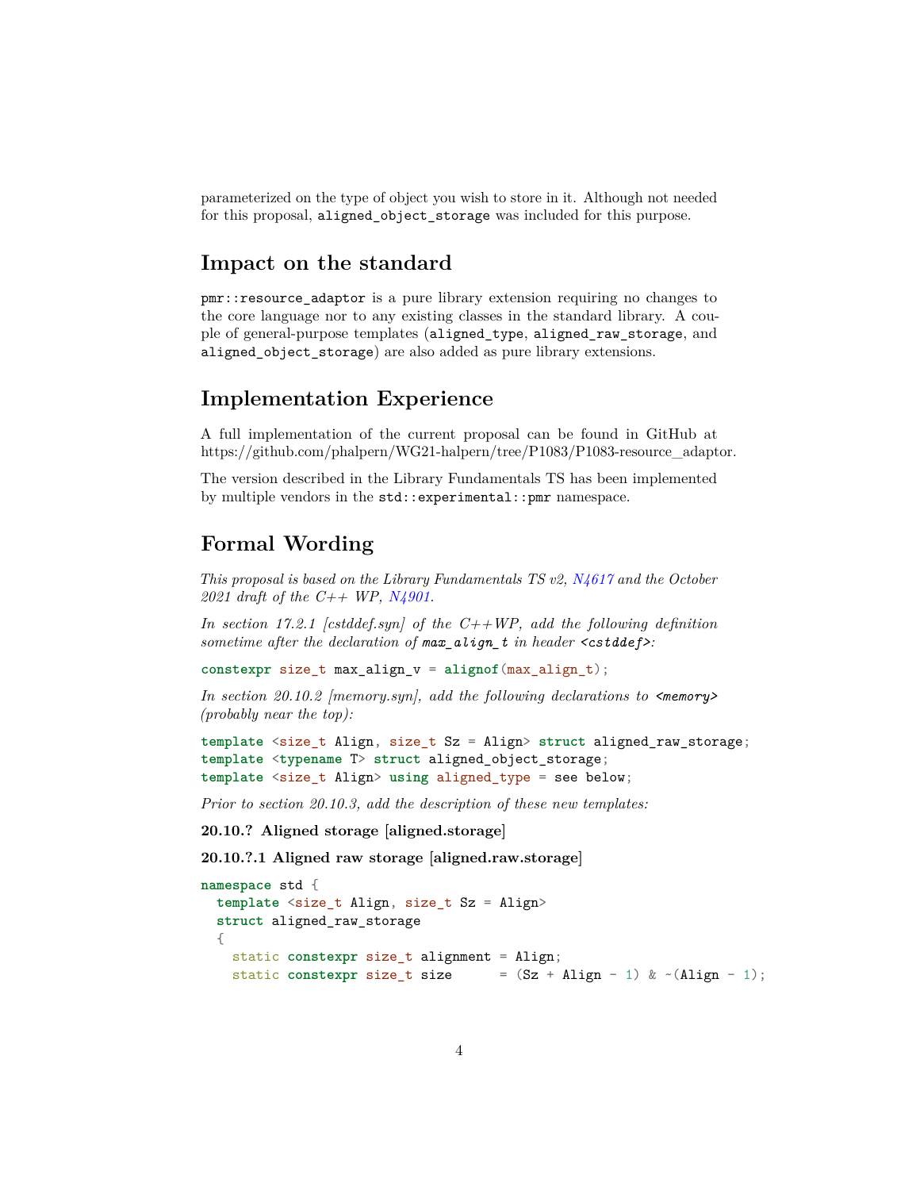parameterized on the type of object you wish to store in it. Although not needed for this proposal, `aligned_object_storage` was included for this purpose.

## Impact on the standard

`pmr::resource_adaptor` is a pure library extension requiring no changes to the core language nor to any existing classes in the standard library. A couple of general-purpose templates (`aligned_type`, `aligned_raw_storage`, and `aligned_object_storage`) are also added as pure library extensions.

## Implementation Experience

A full implementation of the current proposal can be found in GitHub at https://github.com/phalpern/WG21-halpern/tree/P1083/P1083-resource_adaptor.

The version described in the Library Fundamentals TS has been implemented by multiple vendors in the `std::experimental::pmr` namespace.

## Formal Wording

*This proposal is based on the Library Fundamentals TS v2, [N4617](#) and the October 2021 draft of the C++ WP, [N4901](#).*

*In section 17.2.1 [cstddef.syn] of the C++WP, add the following definition sometime after the declaration of `max_align_t` in header `<cstddef>`:*

```
constexpr size_t max_align_v = alignof(max_align_t);
```

*In section 20.10.2 [memory.syn], add the following declarations to `<memory>` (probably near the top):*

```
template <size_t Align, size_t Sz = Align> struct aligned_raw_storage;
template <typename T> struct aligned_object_storage;
template <size_t Align> using aligned_type = see below;
```

*Prior to section 20.10.3, add the description of these new templates:*

**20.10.? Aligned storage [aligned.storage]**

**20.10.?.1 Aligned raw storage [aligned.raw.storage]**

```
namespace std {
  template <size_t Align, size_t Sz = Align>
  struct aligned_raw_storage
  {
    static constexpr size_t alignment = Align;
    static constexpr size_t size      = (Sz + Align - 1) & ~(Align - 1);
```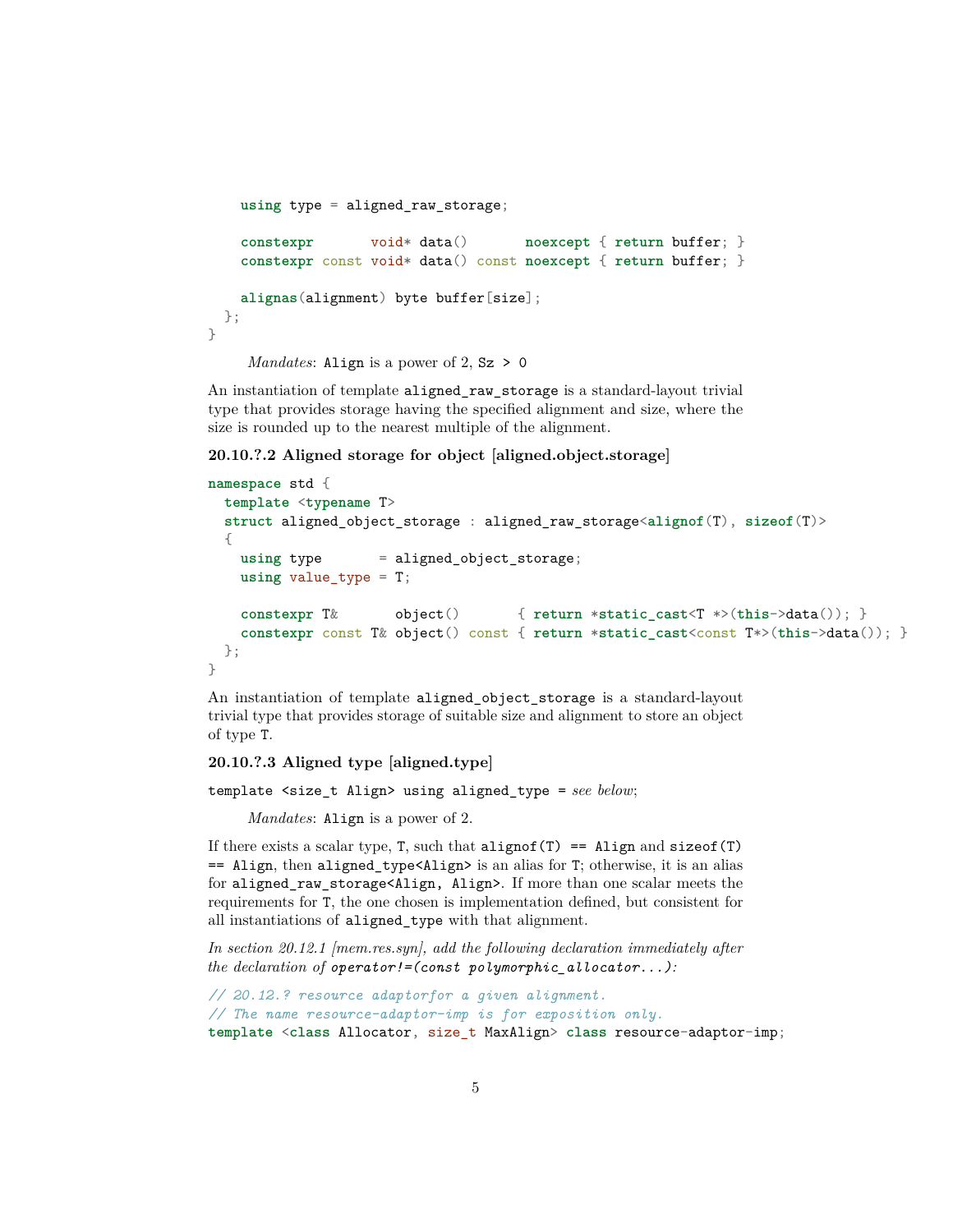```
    using type = aligned_raw_storage;

    constexpr       void* data()       noexcept { return buffer; }
    constexpr const void* data() const noexcept { return buffer; }

    alignas(alignment) byte buffer[size];
  };
}
```

*Mandates*: `Align` is a power of 2, `Sz > 0`

An instantiation of template `aligned_raw_storage` is a standard-layout trivial type that provides storage having the specified alignment and size, where the size is rounded up to the nearest multiple of the alignment.

#### 20.10.?.2 Aligned storage for object [aligned.object.storage]

```
namespace std {
  template <typename T>
  struct aligned_object_storage : aligned_raw_storage<alignof(T), sizeof(T)>
  {
    using type       = aligned_object_storage;
    using value_type = T;

    constexpr T&       object()       { return *static_cast<T *>(this->data()); }
    constexpr const T& object() const { return *static_cast<const T*>(this->data()); }
  };
}
```

An instantiation of template `aligned_object_storage` is a standard-layout trivial type that provides storage of suitable size and alignment to store an object of type `T`.

#### 20.10.?.3 Aligned type [aligned.type]

`template <size_t Align> using aligned_type =` *see below*;

*Mandates*: `Align` is a power of 2.

If there exists a scalar type, `T`, such that `alignof(T) == Align` and `sizeof(T) == Align`, then `aligned_type<Align>` is an alias for `T`; otherwise, it is an alias for `aligned_raw_storage<Align, Align>`. If more than one scalar meets the requirements for `T`, the one chosen is implementation defined, but consistent for all instantiations of `aligned_type` with that alignment.

*In section 20.12.1 [mem.res.syn], add the following declaration immediately after the declaration of* `operator!=(const polymorphic_allocator...)`:

```
// 20.12.? resource adaptorfor a given alignment.
// The name resource-adaptor-imp is for exposition only.
template <class Allocator, size_t MaxAlign> class resource-adaptor-imp;
```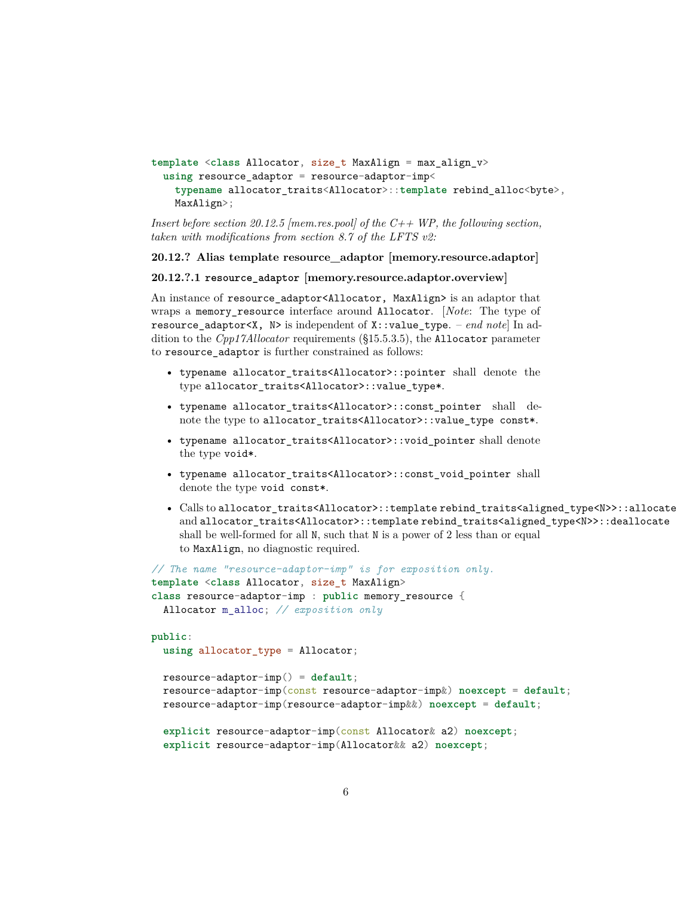```
template <class Allocator, size_t MaxAlign = max_align_v>
  using resource_adaptor = resource-adaptor-imp<
    typename allocator_traits<Allocator>::template rebind_alloc<byte>,
    MaxAlign>;
```

*Insert before section 20.12.5 [mem.res.pool] of the C++ WP, the following section, taken with modifications from section 8.7 of the LFTS v2:*

### 20.12.? Alias template resource_adaptor [memory.resource.adaptor]

#### 20.12.?.1 `resource_adaptor` [memory.resource.adaptor.overview]

An instance of `resource_adaptor<Allocator, MaxAlign>` is an adaptor that wraps a `memory_resource` interface around `Allocator`. [*Note*: The type of `resource_adaptor<X, N>` is independent of `X::value_type`. – *end note*] In addition to the *Cpp17Allocator* requirements (§15.5.3.5), the `Allocator` parameter to `resource_adaptor` is further constrained as follows:

- `typename allocator_traits<Allocator>::pointer` shall denote the type `allocator_traits<Allocator>::value_type*`.
- `typename allocator_traits<Allocator>::const_pointer` shall denote the type to `allocator_traits<Allocator>::value_type const*`.
- `typename allocator_traits<Allocator>::void_pointer` shall denote the type `void*`.
- `typename allocator_traits<Allocator>::const_void_pointer` shall denote the type `void const*`.
- Calls to `allocator_traits<Allocator>::template rebind_traits<aligned_type<N>>::allocate` and `allocator_traits<Allocator>::template rebind_traits<aligned_type<N>>::deallocate` shall be well-formed for all `N`, such that `N` is a power of 2 less than or equal to `MaxAlign`, no diagnostic required.

```
// The name "resource-adaptor-imp" is for exposition only.
template <class Allocator, size_t MaxAlign>
class resource-adaptor-imp : public memory_resource {
  Allocator m_alloc; // exposition only

public:
  using allocator_type = Allocator;

  resource-adaptor-imp() = default;
  resource-adaptor-imp(const resource-adaptor-imp&) noexcept = default;
  resource-adaptor-imp(resource-adaptor-imp&&) noexcept = default;

  explicit resource-adaptor-imp(const Allocator& a2) noexcept;
  explicit resource-adaptor-imp(Allocator&& a2) noexcept;
```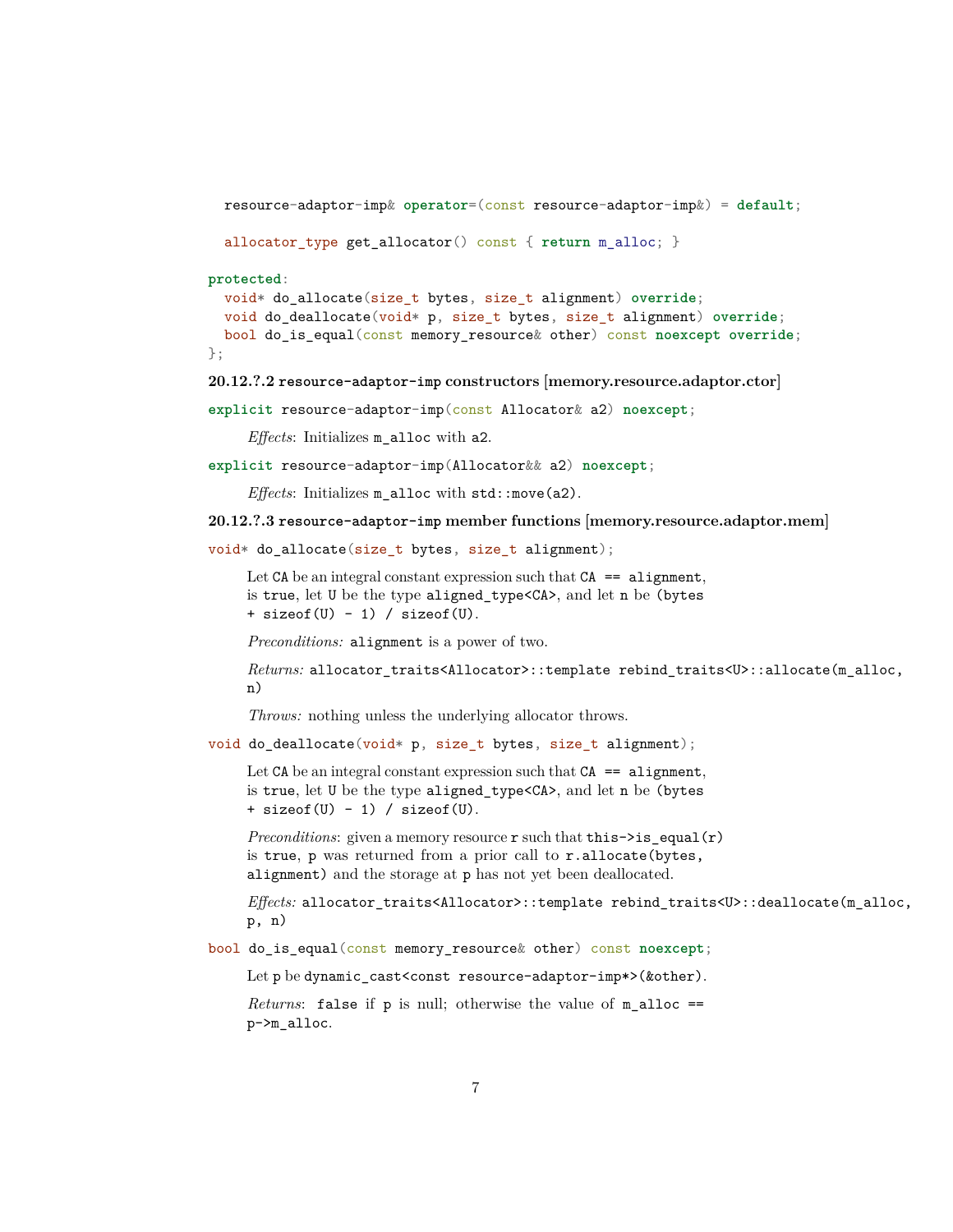```
  resource-adaptor-imp& operator=(const resource-adaptor-imp&) = default;

  allocator_type get_allocator() const { return m_alloc; }

protected:
  void* do_allocate(size_t bytes, size_t alignment) override;
  void do_deallocate(void* p, size_t bytes, size_t alignment) override;
  bool do_is_equal(const memory_resource& other) const noexcept override;
};
```

**20.12.?.2 `resource-adaptor-imp` constructors [memory.resource.adaptor.ctor]**

```
explicit resource-adaptor-imp(const Allocator& a2) noexcept;
```

*Effects*: Initializes `m_alloc` with `a2`.

```
explicit resource-adaptor-imp(Allocator&& a2) noexcept;
```

*Effects*: Initializes `m_alloc` with `std::move(a2)`.

**20.12.?.3 `resource-adaptor-imp` member functions [memory.resource.adaptor.mem]**

```
void* do_allocate(size_t bytes, size_t alignment);
```

Let `CA` be an integral constant expression such that `CA == alignment`, is `true`, let `U` be the type `aligned_type<CA>`, and let `n` be `(bytes + sizeof(U) - 1) / sizeof(U)`.

*Preconditions:* `alignment` is a power of two.

*Returns:* `allocator_traits<Allocator>::template rebind_traits<U>::allocate(m_alloc, n)`

*Throws:* nothing unless the underlying allocator throws.

```
void do_deallocate(void* p, size_t bytes, size_t alignment);
```

Let `CA` be an integral constant expression such that `CA == alignment`, is `true`, let `U` be the type `aligned_type<CA>`, and let `n` be `(bytes + sizeof(U) - 1) / sizeof(U)`.

*Preconditions*: given a memory resource `r` such that `this->is_equal(r)` is `true`, `p` was returned from a prior call to `r.allocate(bytes, alignment)` and the storage at `p` has not yet been deallocated.

*Effects:* `allocator_traits<Allocator>::template rebind_traits<U>::deallocate(m_alloc, p, n)`

```
bool do_is_equal(const memory_resource& other) const noexcept;
```

Let `p` be `dynamic_cast<const resource-adaptor-imp*>(&other)`.

*Returns*: `false` if `p` is null; otherwise the value of `m_alloc == p->m_alloc`.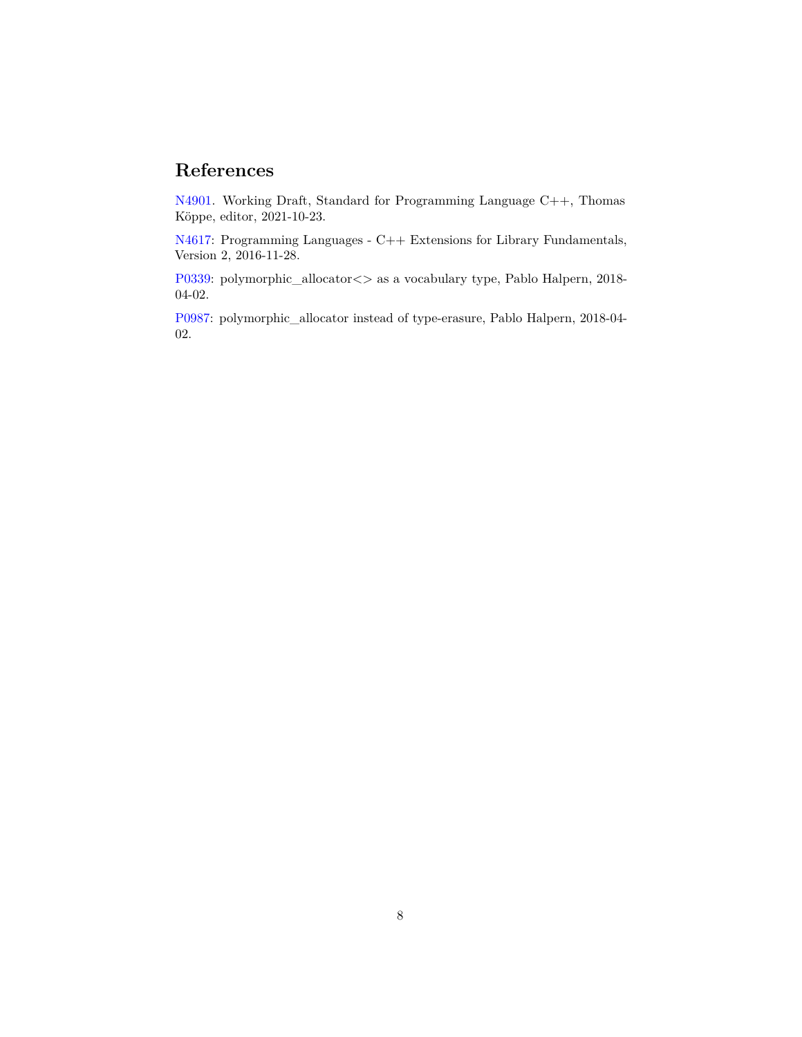## References

N4901. Working Draft, Standard for Programming Language C++, Thomas Köppe, editor, 2021-10-23.

N4617: Programming Languages - C++ Extensions for Library Fundamentals, Version 2, 2016-11-28.

P0339: polymorphic_allocator<> as a vocabulary type, Pablo Halpern, 2018-04-02.

P0987: polymorphic_allocator instead of type-erasure, Pablo Halpern, 2018-04-02.